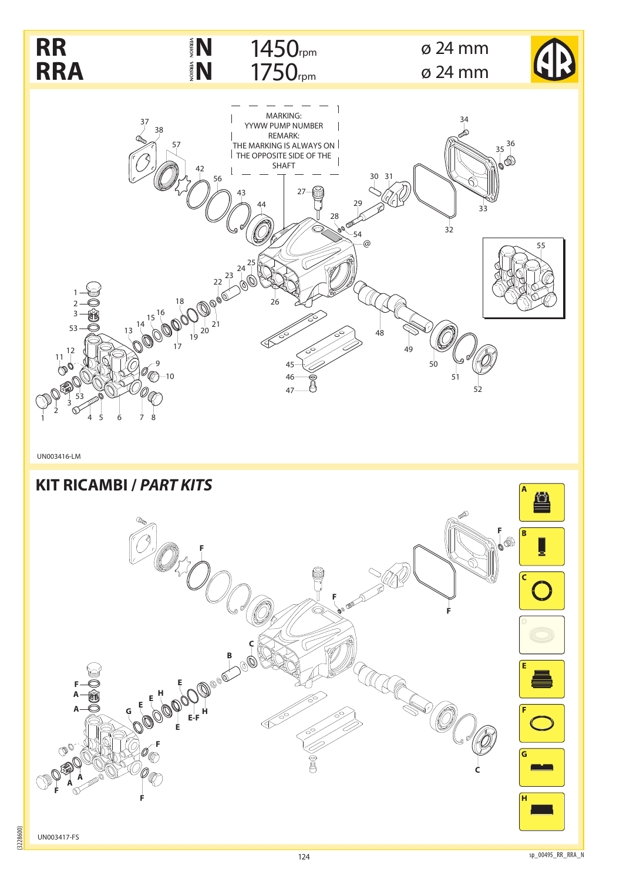# RR / RRA

VERSION N — 1450rpm — ø 24 mm

VERSION N — 1750rpm — ø 24 mm

MARKING:
YYWW PUMP NUMBER
REMARK:
THE MARKING IS ALWAYS ON THE OPPOSITE SIDE OF THE SHAFT

UN003416-LM

## KIT RICAMBI / *PART KITS*

UN003417-FS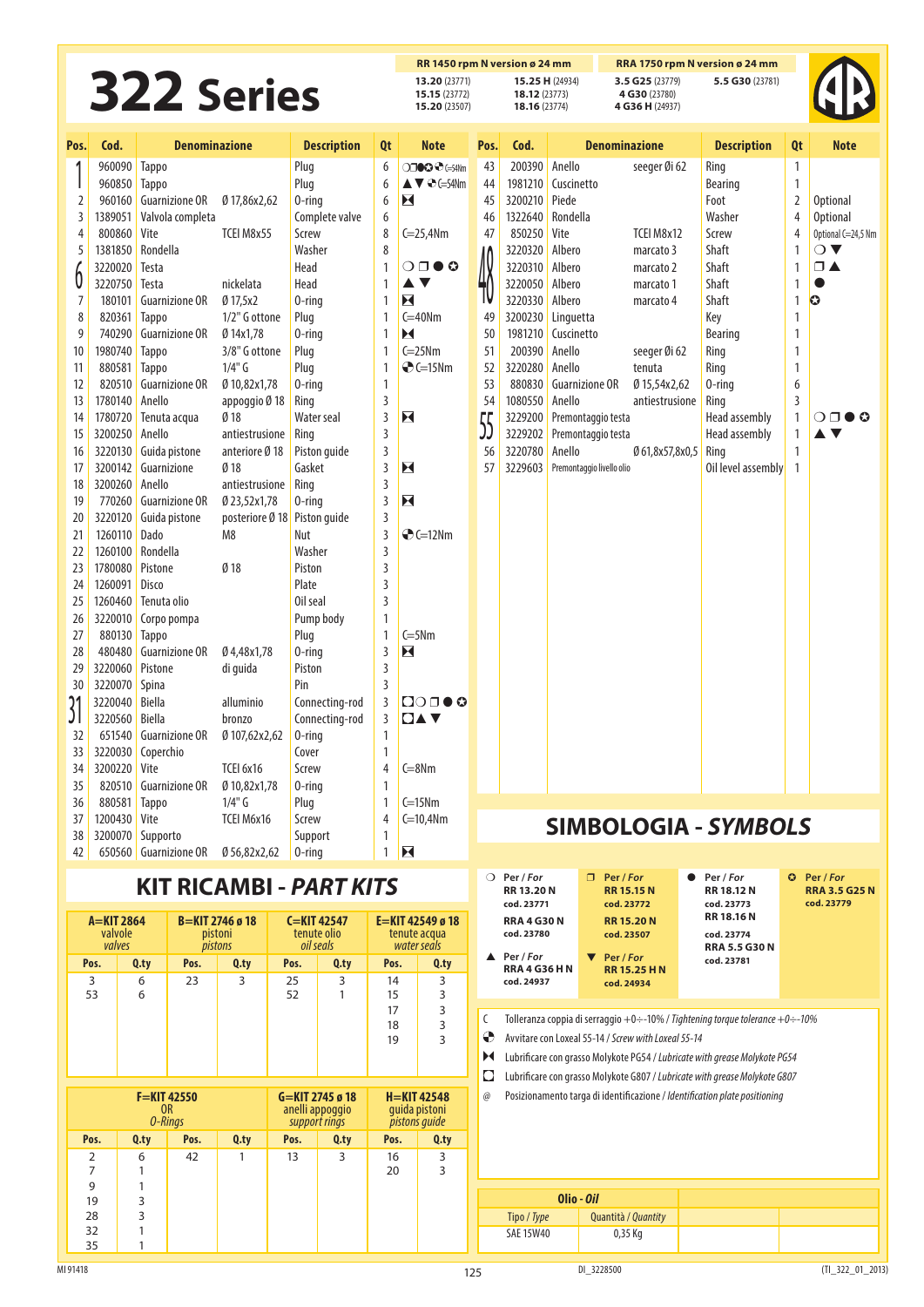# 322 Series

| RR 1450 rpm N version ø 24 mm | | RRA 1750 rpm N version ø 24 mm | |
|---|---|---|---|
| 13.20 (23771) | 15.25 H (24934) | 3.5 G25 (23779) | 5.5 G30 (23781) |
| 15.15 (23772) | 18.12 (23773) | 4 G30 (23780) | |
| 15.20 (23507) | 18.16 (23774) | 4 G36 H (24937) | |

| Pos. | Cod. | Denominazione | | Description | Qt | Note |
|---|---|---|---|---|---|---|
| 1 | 960090 | Tappo | | Plug | 6 | ❍❒●✪◒ C=54Nm |
| 1 | 960850 | Tappo | | Plug | 6 | ▲▼◒ C=54Nm |
| 2 | 960160 | Guarnizione OR | Ø 17,86x2,62 | O-ring | 6 | ⧓ |
| 3 | 1389051 | Valvola completa | | Complete valve | 6 | |
| 4 | 800860 | Vite | TCEI M8x55 | Screw | 8 | C=25,4Nm |
| 5 | 1381850 | Rondella | | Washer | 8 | |
| 6 | 3220020 | Testa | | Head | 1 | ❍❒●✪ |
| 6 | 3220750 | Testa | nickelata | Head | 1 | ▲▼ |
| 7 | 180101 | Guarnizione OR | Ø 17,5x2 | O-ring | 1 | ⧓ |
| 8 | 820361 | Tappo | 1/2" G ottone | Plug | 1 | C=40Nm |
| 9 | 740290 | Guarnizione OR | Ø 14x1,78 | O-ring | 1 | ⧓ |
| 10 | 1980740 | Tappo | 3/8" G ottone | Plug | 1 | C=25Nm |
| 11 | 880581 | Tappo | 1/4" G | Plug | 1 | ◒ C=15Nm |
| 12 | 820510 | Guarnizione OR | Ø 10,82x1,78 | O-ring | 1 | |
| 13 | 1780140 | Anello | appoggio Ø 18 | Ring | 3 | |
| 14 | 1780720 | Tenuta acqua | Ø 18 | Water seal | 3 | ⧓ |
| 15 | 3200250 | Anello | antiestrusione | Ring | 3 | |
| 16 | 3220130 | Guida pistone | anteriore Ø 18 | Piston guide | 3 | |
| 17 | 3200142 | Guarnizione | Ø 18 | Gasket | 3 | ⧓ |
| 18 | 3200260 | Anello | antiestrusione | Ring | 3 | |
| 19 | 770260 | Guarnizione OR | Ø 23,52x1,78 | O-ring | 3 | ⧓ |
| 20 | 3220120 | Guida pistone | posteriore Ø 18 | Piston guide | 3 | |
| 21 | 1260110 | Dado | M8 | Nut | 3 | ◒ C=12Nm |
| 22 | 1260100 | Rondella | | Washer | 3 | |
| 23 | 1780080 | Pistone | Ø 18 | Piston | 3 | |
| 24 | 1260091 | Disco | | Plate | 3 | |
| 25 | 1260460 | Tenuta olio | | Oil seal | 3 | |
| 26 | 3220010 | Corpo pompa | | Pump body | 1 | |
| 27 | 880130 | Tappo | | Plug | 1 | C=5Nm |
| 28 | 480480 | Guarnizione OR | Ø 4,48x1,78 | O-ring | 3 | ⧓ |
| 29 | 3220060 | Pistone | di guida | Piston | 3 | |
| 30 | 3220070 | Spina | | Pin | 3 | |
| 31 | 3220040 | Biella | alluminio | Connecting-rod | 3 | ❏❍❒●✪ |
| 31 | 3220560 | Biella | bronzo | Connecting-rod | 3 | ❏▲▼ |
| 32 | 651540 | Guarnizione OR | Ø 107,62x2,62 | O-ring | 1 | |
| 33 | 3220030 | Coperchio | | Cover | 1 | |
| 34 | 3200220 | Vite | TCEI 6x16 | Screw | 4 | C=8Nm |
| 35 | 820510 | Guarnizione OR | Ø 10,82x1,78 | O-ring | 1 | |
| 36 | 880581 | Tappo | 1/4" G | Plug | 1 | C=15Nm |
| 37 | 1200430 | Vite | TCEI M6x16 | Screw | 4 | C=10,4Nm |
| 38 | 3200070 | Supporto | | Support | 1 | |
| 42 | 650560 | Guarnizione OR | Ø 56,82x2,62 | O-ring | 1 | ⧓ |
| 43 | 200390 | Anello | seeger Øi 62 | Ring | 1 | |
| 44 | 1981210 | Cuscinetto | | Bearing | 1 | |
| 45 | 3200210 | Piede | | Foot | 2 | Optional |
| 46 | 1322640 | Rondella | | Washer | 4 | Optional |
| 47 | 850250 | Vite | TCEI M8x12 | Screw | 4 | Optional C=24,5 Nm |
| 48 | 3220320 | Albero | marcato 3 | Shaft | 1 | ❍▼ |
| 48 | 3220310 | Albero | marcato 2 | Shaft | 1 | ❒▲ |
| 48 | 3220050 | Albero | marcato 1 | Shaft | 1 | ● |
| 48 | 3220330 | Albero | marcato 4 | Shaft | 1 | ✪ |
| 49 | 3200230 | Linguetta | | Key | 1 | |
| 50 | 1981210 | Cuscinetto | | Bearing | 1 | |
| 51 | 200390 | Anello | seeger Øi 62 | Ring | 1 | |
| 52 | 3220280 | Anello | tenuta | Ring | 1 | |
| 53 | 880830 | Guarnizione OR | Ø 15,54x2,62 | O-ring | 6 | |
| 54 | 1080550 | Anello | antiestrusione | Ring | 3 | |
| 55 | 3229200 | Premontaggio testa | | Head assembly | 1 | ❍❒●✪ |
| 55 | 3229202 | Premontaggio testa | | Head assembly | 1 | ▲▼ |
| 56 | 3220780 | Anello | Ø 61,85x57,8x0,5 | Ring | 1 | |
| 57 | 3229603 | Premontaggio livello olio | | Oil level assembly | 1 | |

## KIT RICAMBI - *PART KITS*

| A=KIT 2864 valvole *valves* | | B=KIT 2746 ø 18 pistoni *pistons* | | C=KIT 42547 tenute olio *oil seals* | | E=KIT 42549 ø 18 tenute acqua *water seals* | |
|---|---|---|---|---|---|---|---|
| Pos. | Q.ty | Pos. | Q.ty | Pos. | Q.ty | Pos. | Q.ty |
| 3 | 6 | 23 | 3 | 25 | 3 | 14 | 3 |
| 53 | 6 | | | 52 | 1 | 15 | 3 |
| | | | | | | 17 | 3 |
| | | | | | | 18 | 3 |
| | | | | | | 19 | 3 |

| F=KIT 42550 OR *O-Rings* | | | | G=KIT 2745 ø 18 anelli appoggio *support rings* | | H=KIT 42548 guida pistoni *pistons guide* | |
|---|---|---|---|---|---|---|---|
| Pos. | Q.ty | Pos. | Q.ty | Pos. | Q.ty | Pos. | Q.ty |
| 2 | 6 | 42 | 1 | 13 | 3 | 16 | 3 |
| 7 | 1 | | | | | 20 | 3 |
| 9 | 1 | | | | | | |
| 19 | 3 | | | | | | |
| 28 | 3 | | | | | | |
| 32 | 1 | | | | | | |
| 35 | 1 | | | | | | |

## SIMBOLOGIA - *SYMBOLS*

- ❍ Per / *For* **RR 13.20 N** cod. 23771; **RRA 4 G30 N** cod. 23780
- ▲ Per / *For* **RRA 4 G36 H N** cod. 24937
- ❒ Per / *For* **RR 15.15 N** cod. 23772; **RR 15.20 N** cod. 23507
- ▼ Per / *For* **RR 15.25 H N** cod. 24934
- ● Per / *For* **RR 18.12 N** cod. 23773; **RR 18.16 N** cod. 23774; **RRA 5.5 G30 N** cod. 23781
- ✪ Per / *For* **RRA 3.5 G25 N** cod. 23779

- C Tolleranza coppia di serraggio +0÷-10% / *Tightening torque tolerance +0÷-10%*
- ◒ Avvitare con Loxeal 55-14 / *Screw with Loxeal 55-14*
- ⧓ Lubrificare con grasso Molykote PG54 / *Lubricate with grease Molykote PG54*
- ❏ Lubrificare con grasso Molykote G807 / *Lubricate with grease Molykote G807*
- @ Posizionamento targa di identificazione / *Identification plate positioning*

| Olio - *Oil* | |
|---|---|
| Tipo / *Type* | Quantità / *Quantity* |
| SAE 15W40 | 0,35 Kg |

MI 91418 DI_3228500 (TI_322_01_2013)